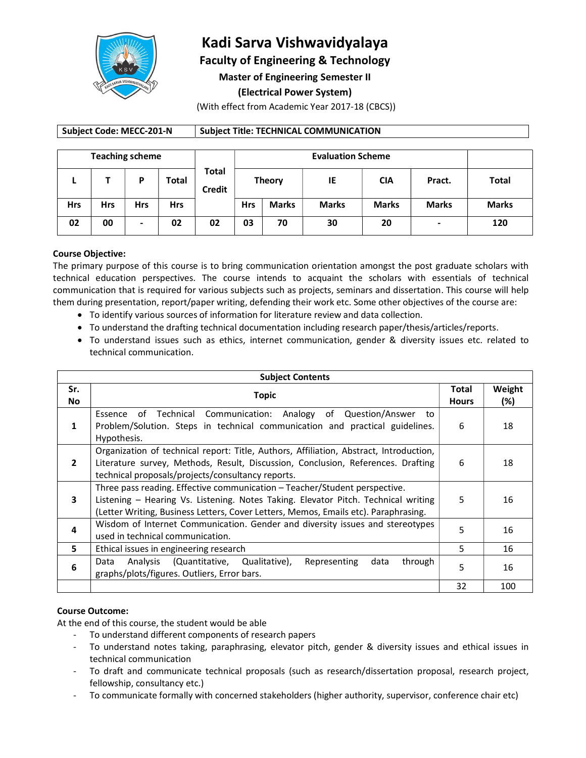# Kadi Sarva Vishwavidyalaya

## Faculty of Engineering & Technology

### Master of Engineering Semester II

### (Electrical Power System)

(With effect from Academic Year 2017-18 (CBCS))

| Subject Code: MECC-201-N | Subject Title: TECHNICAL COMMUNICATION |
|---|---|

| Teaching scheme | | | | Total Credit | Evaluation Scheme | | | | | Total |
|---|---|---|---|---|---|---|---|---|---|---|
| L | T | P | Total | | Theory | | IE | CIA | Pract. | Total |
| Hrs | Hrs | Hrs | Hrs | | Hrs | Marks | Marks | Marks | Marks | Marks |
| 02 | 00 | - | 02 | 02 | 03 | 70 | 30 | 20 | - | 120 |

**Course Objective:**

The primary purpose of this course is to bring communication orientation amongst the post graduate scholars with technical education perspectives. The course intends to acquaint the scholars with essentials of technical communication that is required for various subjects such as projects, seminars and dissertation. This course will help them during presentation, report/paper writing, defending their work etc. Some other objectives of the course are:

- To identify various sources of information for literature review and data collection.
- To understand the drafting technical documentation including research paper/thesis/articles/reports.
- To understand issues such as ethics, internet communication, gender & diversity issues etc. related to technical communication.

| Subject Contents | | | |
|---|---|---|---|
| Sr. No | Topic | Total Hours | Weight (%) |
| 1 | Essence of Technical Communication: Analogy of Question/Answer to Problem/Solution. Steps in technical communication and practical guidelines. Hypothesis. | 6 | 18 |
| 2 | Organization of technical report: Title, Authors, Affiliation, Abstract, Introduction, Literature survey, Methods, Result, Discussion, Conclusion, References. Drafting technical proposals/projects/consultancy reports. | 6 | 18 |
| 3 | Three pass reading. Effective communication – Teacher/Student perspective. Listening – Hearing Vs. Listening. Notes Taking. Elevator Pitch. Technical writing (Letter Writing, Business Letters, Cover Letters, Memos, Emails etc). Paraphrasing. | 5 | 16 |
| 4 | Wisdom of Internet Communication. Gender and diversity issues and stereotypes used in technical communication. | 5 | 16 |
| 5 | Ethical issues in engineering research | 5 | 16 |
| 6 | Data Analysis (Quantitative, Qualitative), Representing data through graphs/plots/figures. Outliers, Error bars. | 5 | 16 |
| | | 32 | 100 |

**Course Outcome:**

At the end of this course, the student would be able

- To understand different components of research papers
- To understand notes taking, paraphrasing, elevator pitch, gender & diversity issues and ethical issues in technical communication
- To draft and communicate technical proposals (such as research/dissertation proposal, research project, fellowship, consultancy etc.)
- To communicate formally with concerned stakeholders (higher authority, supervisor, conference chair etc)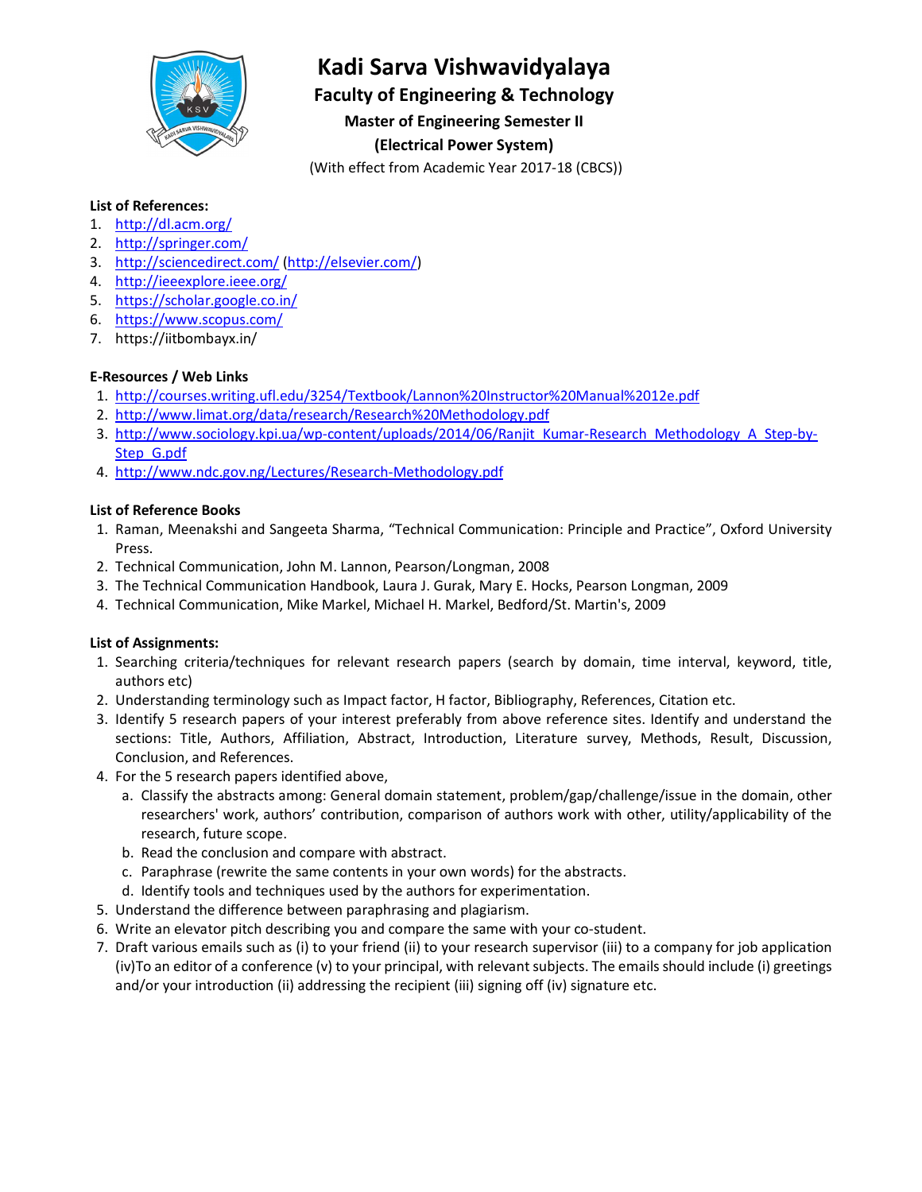# Kadi Sarva Vishwavidyalaya

## Faculty of Engineering & Technology

### Master of Engineering Semester II

### (Electrical Power System)

(With effect from Academic Year 2017-18 (CBCS))

**List of References:**

1. http://dl.acm.org/
2. http://springer.com/
3. http://sciencedirect.com/ (http://elsevier.com/)
4. http://ieeexplore.ieee.org/
5. https://scholar.google.co.in/
6. https://www.scopus.com/
7. https://iitbombayx.in/

**E-Resources / Web Links**

1. http://courses.writing.ufl.edu/3254/Textbook/Lannon%20Instructor%20Manual%2012e.pdf
2. http://www.limat.org/data/research/Research%20Methodology.pdf
3. http://www.sociology.kpi.ua/wp-content/uploads/2014/06/Ranjit_Kumar-Research_Methodology_A_Step-by-Step_G.pdf
4. http://www.ndc.gov.ng/Lectures/Research-Methodology.pdf

**List of Reference Books**

1. Raman, Meenakshi and Sangeeta Sharma, "Technical Communication: Principle and Practice", Oxford University Press.
2. Technical Communication, John M. Lannon, Pearson/Longman, 2008
3. The Technical Communication Handbook, Laura J. Gurak, Mary E. Hocks, Pearson Longman, 2009
4. Technical Communication, Mike Markel, Michael H. Markel, Bedford/St. Martin's, 2009

**List of Assignments:**

1. Searching criteria/techniques for relevant research papers (search by domain, time interval, keyword, title, authors etc)
2. Understanding terminology such as Impact factor, H factor, Bibliography, References, Citation etc.
3. Identify 5 research papers of your interest preferably from above reference sites. Identify and understand the sections: Title, Authors, Affiliation, Abstract, Introduction, Literature survey, Methods, Result, Discussion, Conclusion, and References.
4. For the 5 research papers identified above,
   a. Classify the abstracts among: General domain statement, problem/gap/challenge/issue in the domain, other researchers' work, authors' contribution, comparison of authors work with other, utility/applicability of the research, future scope.
   b. Read the conclusion and compare with abstract.
   c. Paraphrase (rewrite the same contents in your own words) for the abstracts.
   d. Identify tools and techniques used by the authors for experimentation.
5. Understand the difference between paraphrasing and plagiarism.
6. Write an elevator pitch describing you and compare the same with your co-student.
7. Draft various emails such as (i) to your friend (ii) to your research supervisor (iii) to a company for job application (iv)To an editor of a conference (v) to your principal, with relevant subjects. The emails should include (i) greetings and/or your introduction (ii) addressing the recipient (iii) signing off (iv) signature etc.